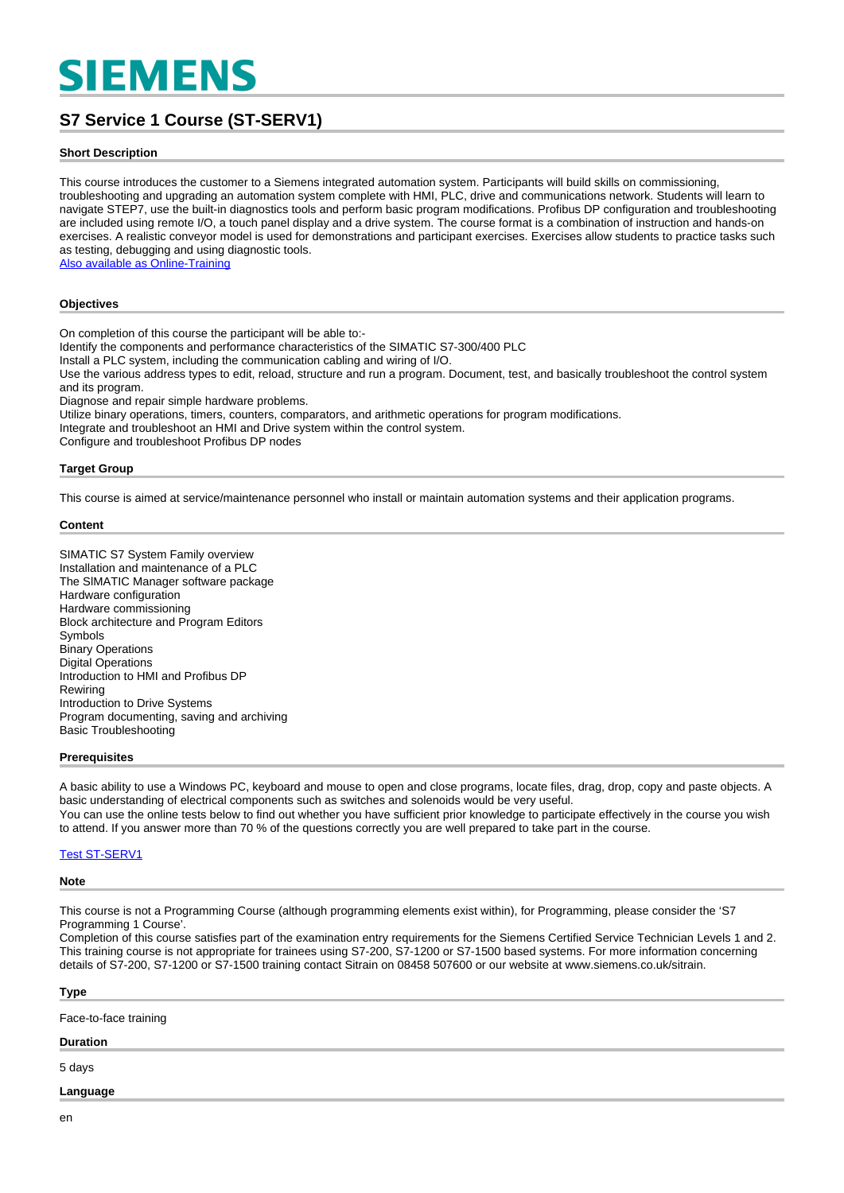# SIEMENS

## S7 Service 1 Course (ST-SERV1)

### Short Description

This course introduces the customer to a Siemens integrated automation system. Participants will build skills on commissioning, troubleshooting and upgrading an automation system complete with HMI, PLC, drive and communications network. Students will learn to navigate STEP7, use the built-in diagnostics tools and perform basic program modifications. Profibus DP configuration and troubleshooting are included using remote I/O, a touch panel display and a drive system. The course format is a combination of instruction and hands-on exercises. A realistic conveyor model is used for demonstrations and participant exercises. Exercises allow students to practice tasks such as testing, debugging and using diagnostic tools.
Also available as Online-Training

### Objectives

On completion of this course the participant will be able to:-
Identify the components and performance characteristics of the SIMATIC S7-300/400 PLC
Install a PLC system, including the communication cabling and wiring of I/O.
Use the various address types to edit, reload, structure and run a program. Document, test, and basically troubleshoot the control system and its program.
Diagnose and repair simple hardware problems.
Utilize binary operations, timers, counters, comparators, and arithmetic operations for program modifications.
Integrate and troubleshoot an HMI and Drive system within the control system.
Configure and troubleshoot Profibus DP nodes

### Target Group

This course is aimed at service/maintenance personnel who install or maintain automation systems and their application programs.

### Content

SIMATIC S7 System Family overview
Installation and maintenance of a PLC
The SIMATIC Manager software package
Hardware configuration
Hardware commissioning
Block architecture and Program Editors
Symbols
Binary Operations
Digital Operations
Introduction to HMI and Profibus DP
Rewiring
Introduction to Drive Systems
Program documenting, saving and archiving
Basic Troubleshooting

### Prerequisites

A basic ability to use a Windows PC, keyboard and mouse to open and close programs, locate files, drag, drop, copy and paste objects. A basic understanding of electrical components such as switches and solenoids would be very useful.
You can use the online tests below to find out whether you have sufficient prior knowledge to participate effectively in the course you wish to attend. If you answer more than 70 % of the questions correctly you are well prepared to take part in the course.

Test ST-SERV1

### Note

This course is not a Programming Course (although programming elements exist within), for Programming, please consider the 'S7 Programming 1 Course'.
Completion of this course satisfies part of the examination entry requirements for the Siemens Certified Service Technician Levels 1 and 2. This training course is not appropriate for trainees using S7-200, S7-1200 or S7-1500 based systems. For more information concerning details of S7-200, S7-1200 or S7-1500 training contact Sitrain on 08458 507600 or our website at www.siemens.co.uk/sitrain.

### Type

Face-to-face training

### Duration

5 days

### Language

en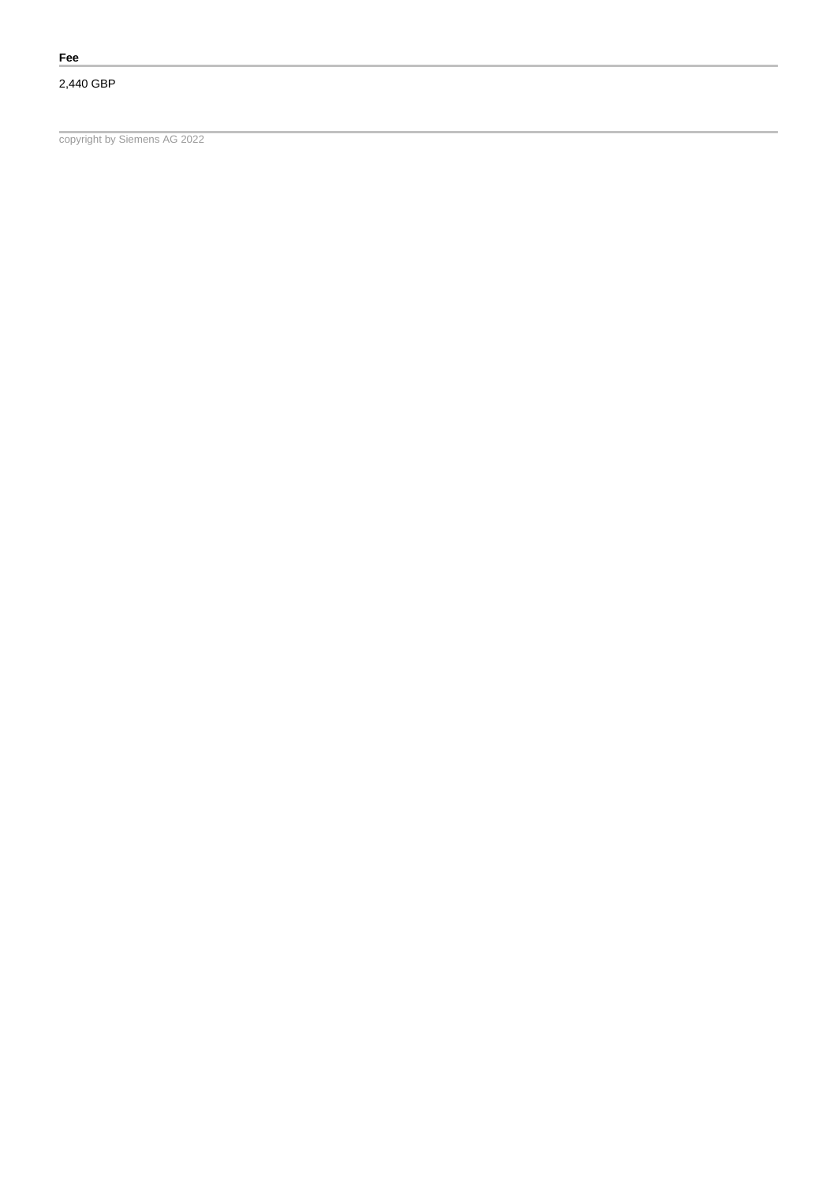**Fee**

2,440 GBP

copyright by Siemens AG 2022